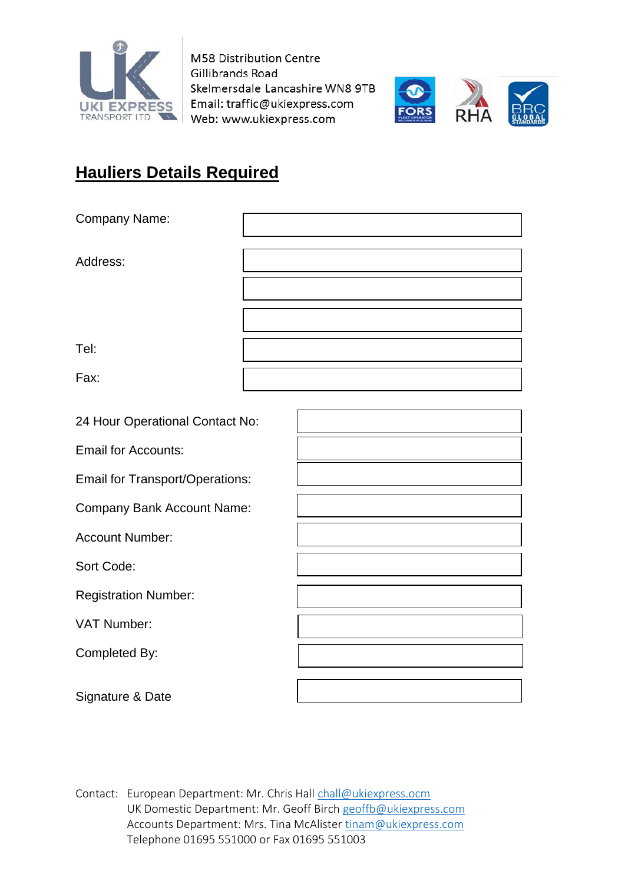UKI EXPRESS TRANSPORT LTD

M58 Distribution Centre
Gillibrands Road
Skelmersdale Lancashire WN8 9TB
Email: traffic@ukiexpress.com
Web: www.ukiexpress.com

FORS RHA BRC GLOBAL STANDARDS

## Hauliers Details Required

| | |
|---|---|
| Company Name: | |
| Address: | |
| | |
| | |
| Tel: | |
| Fax: | |

| | |
|---|---|
| 24 Hour Operational Contact No: | |
| Email for Accounts: | |
| Email for Transport/Operations: | |
| Company Bank Account Name: | |
| Account Number: | |
| Sort Code: | |
| Registration Number: | |
| VAT Number: | |
| Completed By: | |
| Signature & Date | |

Contact: European Department: Mr. Chris Hall chall@ukiexpress.ocm
UK Domestic Department: Mr. Geoff Birch geoffb@ukiexpress.com
Accounts Department: Mrs. Tina McAlister tinam@ukiexpress.com
Telephone 01695 551000 or Fax 01695 551003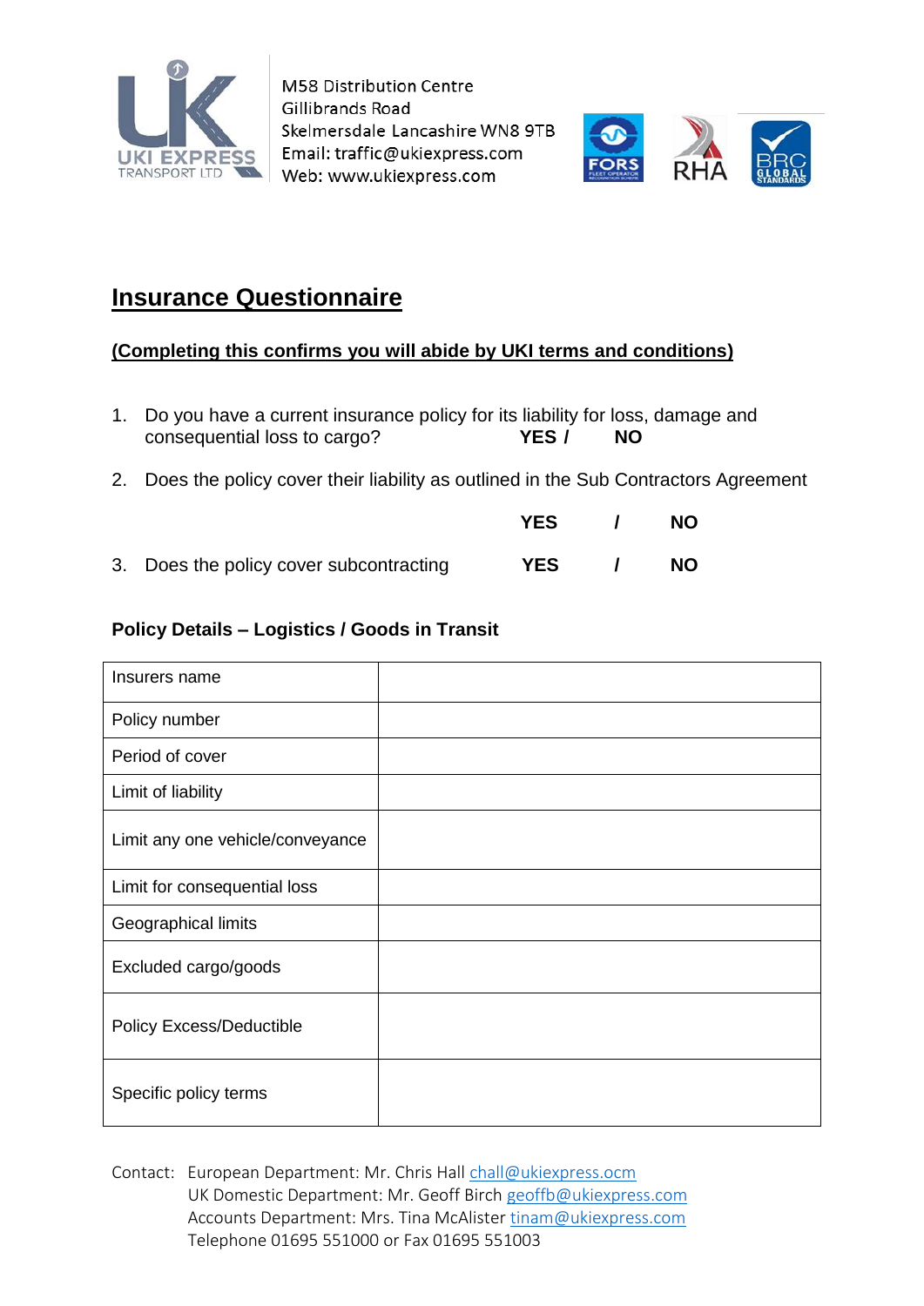M58 Distribution Centre
Gillibrands Road
Skelmersdale Lancashire WN8 9TB
Email: traffic@ukiexpress.com
Web: www.ukiexpress.com

# Insurance Questionnaire

**(Completing this confirms you will abide by UKI terms and conditions)**

1. Do you have a current insurance policy for its liability for loss, damage and consequential loss to cargo? **YES / NO**

2. Does the policy cover their liability as outlined in the Sub Contractors Agreement

   **YES / NO**

3. Does the policy cover subcontracting **YES / NO**

### Policy Details – Logistics / Goods in Transit

| Insurers name | |
|---|---|
| Policy number | |
| Period of cover | |
| Limit of liability | |
| Limit any one vehicle/conveyance | |
| Limit for consequential loss | |
| Geographical limits | |
| Excluded cargo/goods | |
| Policy Excess/Deductible | |
| Specific policy terms | |

Contact: European Department: Mr. Chris Hall chall@ukiexpress.ocm
UK Domestic Department: Mr. Geoff Birch geoffb@ukiexpress.com
Accounts Department: Mrs. Tina McAlister tinam@ukiexpress.com
Telephone 01695 551000 or Fax 01695 551003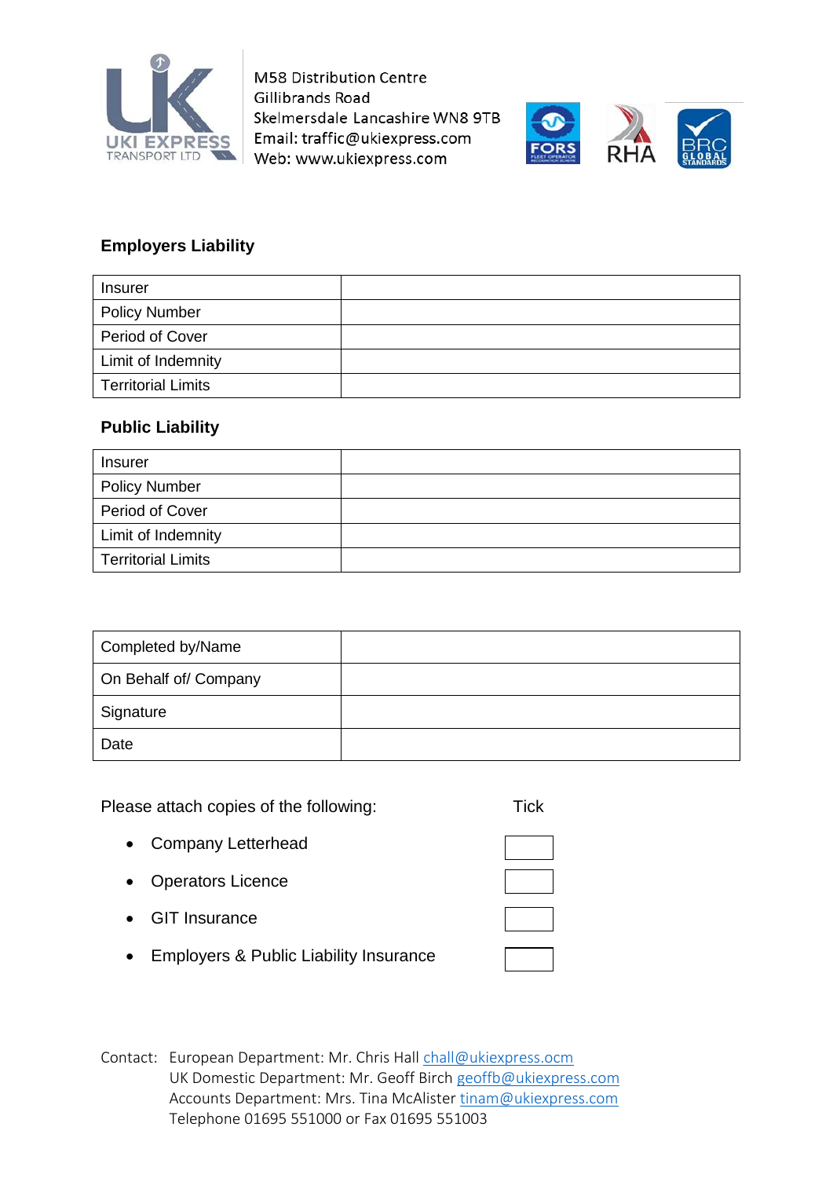M58 Distribution Centre
Gillibrands Road
Skelmersdale Lancashire WN8 9TB
Email: traffic@ukiexpress.com
Web: www.ukiexpress.com

### Employers Liability

| | |
|---|---|
| Insurer | |
| Policy Number | |
| Period of Cover | |
| Limit of Indemnity | |
| Territorial Limits | |

### Public Liability

| | |
|---|---|
| Insurer | |
| Policy Number | |
| Period of Cover | |
| Limit of Indemnity | |
| Territorial Limits | |

| | |
|---|---|
| Completed by/Name | |
| On Behalf of/ Company | |
| Signature | |
| Date | |

| Please attach copies of the following: | Tick |
|---|---|
| • Company Letterhead | ☐ |
| • Operators Licence | ☐ |
| • GIT Insurance | ☐ |
| • Employers & Public Liability Insurance | ☐ |

Contact: European Department: Mr. Chris Hall chall@ukiexpress.ocm
UK Domestic Department: Mr. Geoff Birch geoffb@ukiexpress.com
Accounts Department: Mrs. Tina McAlister tinam@ukiexpress.com
Telephone 01695 551000 or Fax 01695 551003